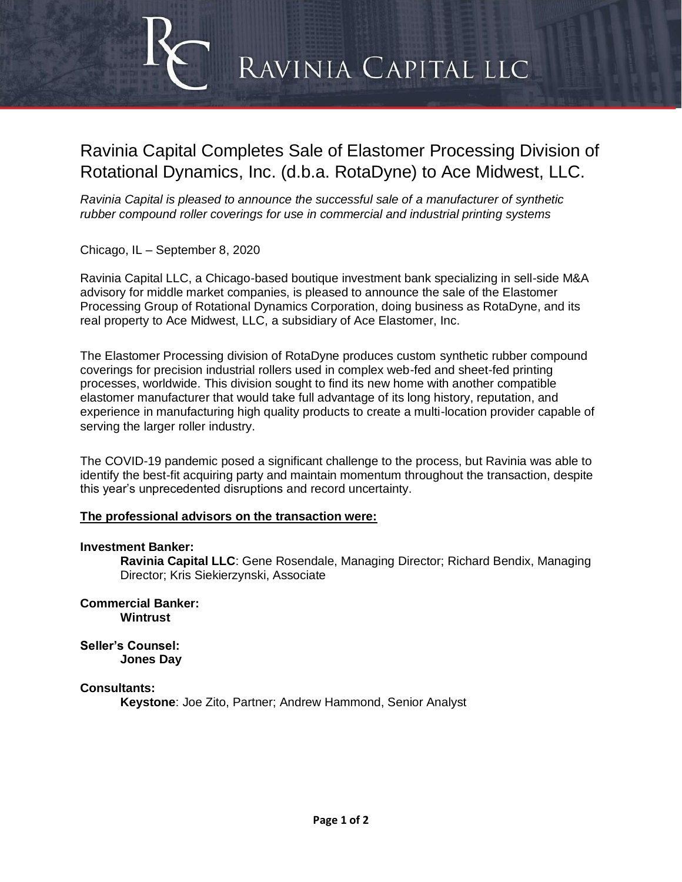# Ravinia Capital LLC

## Ravinia Capital Completes Sale of Elastomer Processing Division of Rotational Dynamics, Inc. (d.b.a. RotaDyne) to Ace Midwest, LLC.

*Ravinia Capital is pleased to announce the successful sale of a manufacturer of synthetic rubber compound roller coverings for use in commercial and industrial printing systems*

Chicago, IL – September 8, 2020

Ravinia Capital LLC, a Chicago-based boutique investment bank specializing in sell-side M&A advisory for middle market companies, is pleased to announce the sale of the Elastomer Processing Group of Rotational Dynamics Corporation, doing business as RotaDyne, and its real property to Ace Midwest, LLC, a subsidiary of Ace Elastomer, Inc.

The Elastomer Processing division of RotaDyne produces custom synthetic rubber compound coverings for precision industrial rollers used in complex web-fed and sheet-fed printing processes, worldwide. This division sought to find its new home with another compatible elastomer manufacturer that would take full advantage of its long history, reputation, and experience in manufacturing high quality products to create a multi-location provider capable of serving the larger roller industry.

The COVID-19 pandemic posed a significant challenge to the process, but Ravinia was able to identify the best-fit acquiring party and maintain momentum throughout the transaction, despite this year's unprecedented disruptions and record uncertainty.

**The professional advisors on the transaction were:**

**Investment Banker:**

**Ravinia Capital LLC**: Gene Rosendale, Managing Director; Richard Bendix, Managing Director; Kris Siekierzynski, Associate

**Commercial Banker:**

**Wintrust**

**Seller's Counsel:**

**Jones Day**

**Consultants:**

**Keystone**: Joe Zito, Partner; Andrew Hammond, Senior Analyst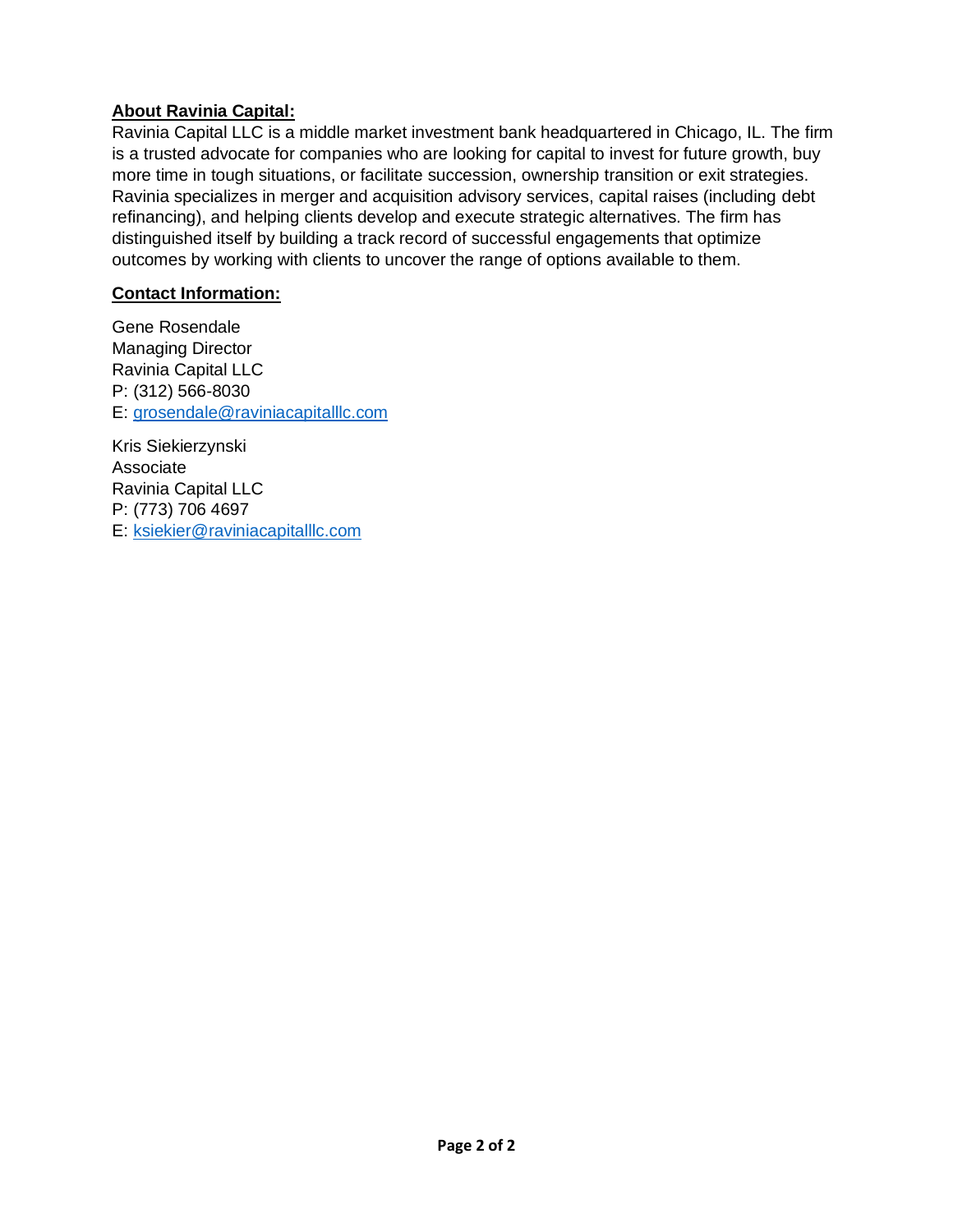**About Ravinia Capital:**

Ravinia Capital LLC is a middle market investment bank headquartered in Chicago, IL. The firm is a trusted advocate for companies who are looking for capital to invest for future growth, buy more time in tough situations, or facilitate succession, ownership transition or exit strategies. Ravinia specializes in merger and acquisition advisory services, capital raises (including debt refinancing), and helping clients develop and execute strategic alternatives. The firm has distinguished itself by building a track record of successful engagements that optimize outcomes by working with clients to uncover the range of options available to them.

**Contact Information:**

Gene Rosendale
Managing Director
Ravinia Capital LLC
P: (312) 566-8030
E: grosendale@raviniacapitalllc.com

Kris Siekierzynski
Associate
Ravinia Capital LLC
P: (773) 706 4697
E: ksiekier@raviniacapitalllc.com